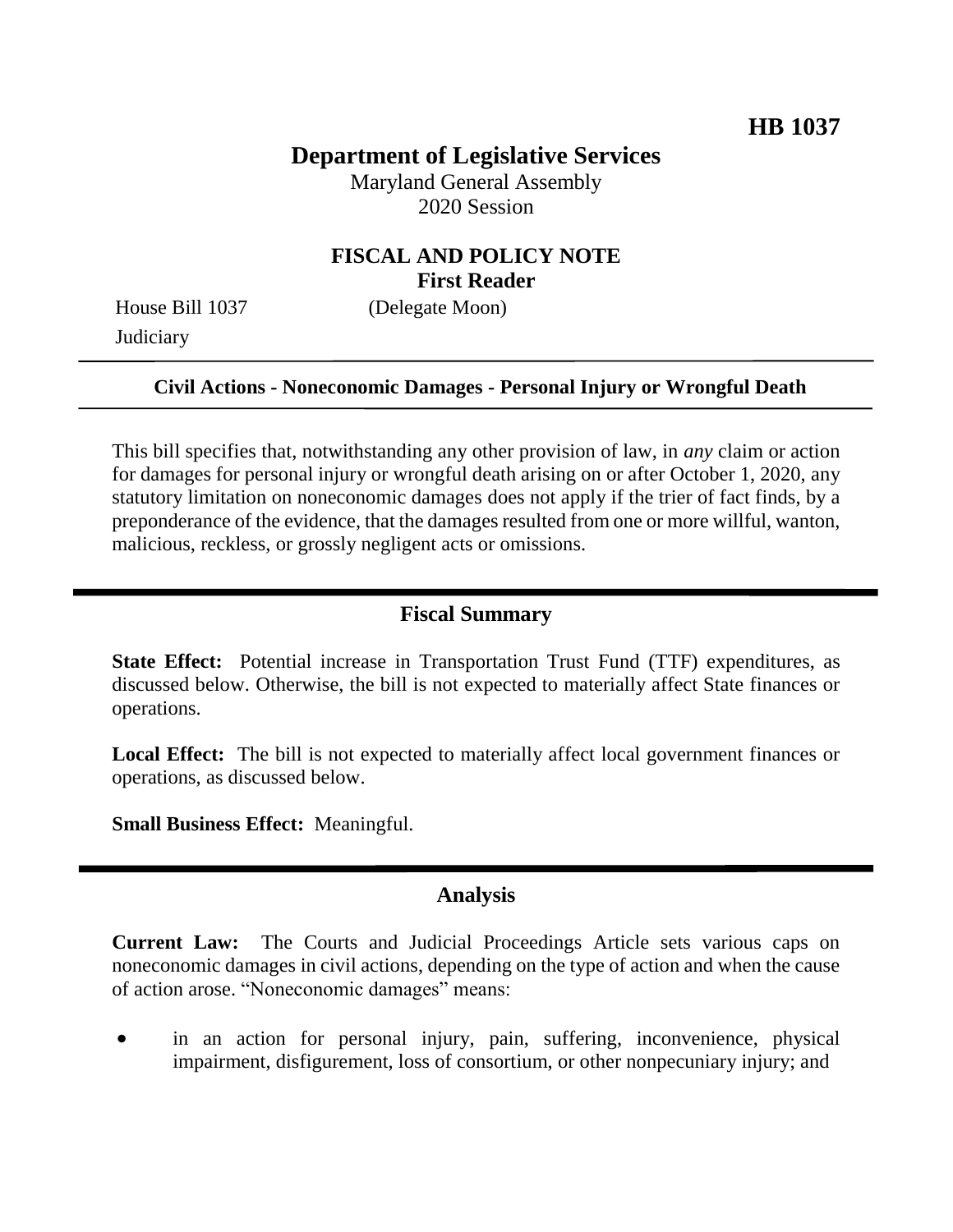**HB 1037**

# Department of Legislative Services

Maryland General Assembly
2020 Session

## FISCAL AND POLICY NOTE
**First Reader**

House Bill 1037 (Delegate Moon)
Judiciary

---

**Civil Actions - Noneconomic Damages - Personal Injury or Wrongful Death**

---

This bill specifies that, notwithstanding any other provision of law, in *any* claim or action for damages for personal injury or wrongful death arising on or after October 1, 2020, any statutory limitation on noneconomic damages does not apply if the trier of fact finds, by a preponderance of the evidence, that the damages resulted from one or more willful, wanton, malicious, reckless, or grossly negligent acts or omissions.

## Fiscal Summary

**State Effect:** Potential increase in Transportation Trust Fund (TTF) expenditures, as discussed below. Otherwise, the bill is not expected to materially affect State finances or operations.

**Local Effect:** The bill is not expected to materially affect local government finances or operations, as discussed below.

**Small Business Effect:** Meaningful.

## Analysis

**Current Law:** The Courts and Judicial Proceedings Article sets various caps on noneconomic damages in civil actions, depending on the type of action and when the cause of action arose. "Noneconomic damages" means:

- in an action for personal injury, pain, suffering, inconvenience, physical impairment, disfigurement, loss of consortium, or other nonpecuniary injury; and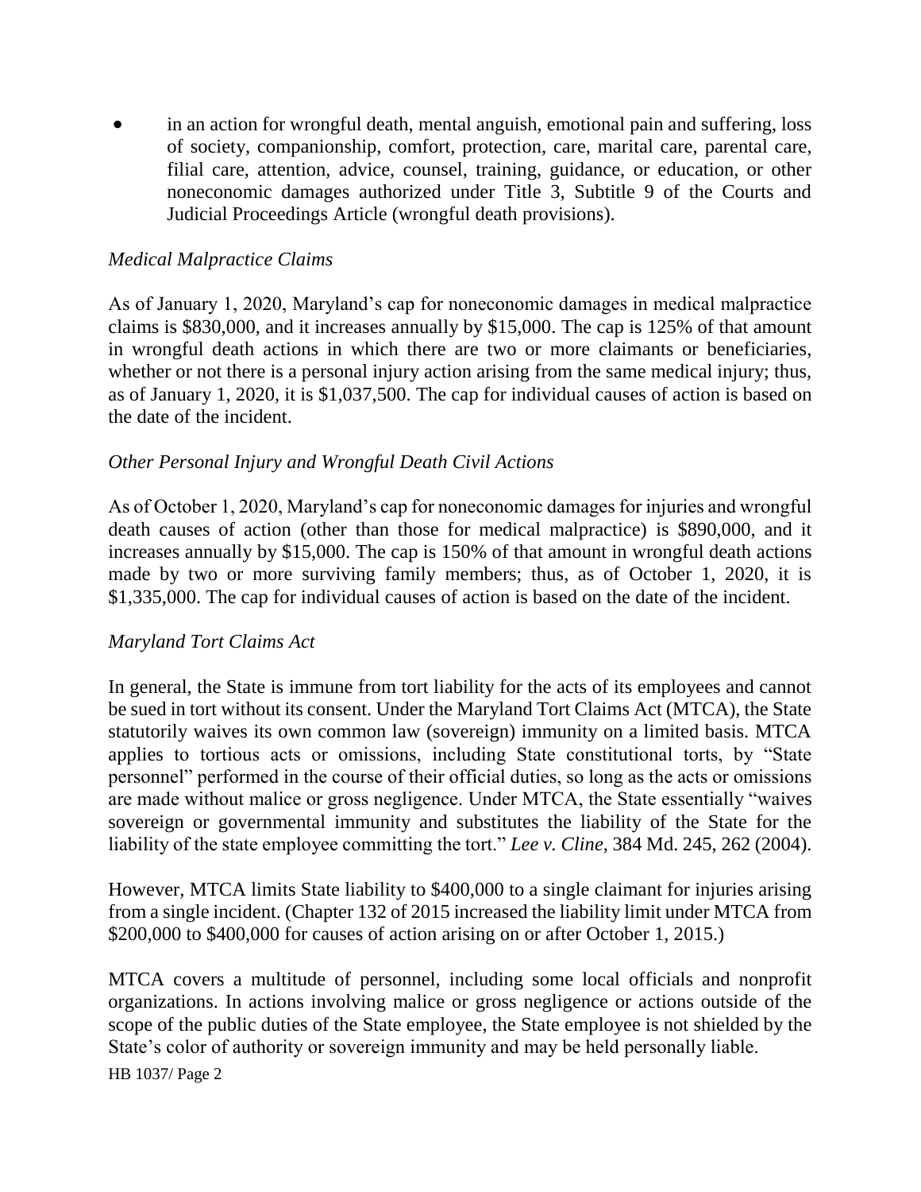- in an action for wrongful death, mental anguish, emotional pain and suffering, loss of society, companionship, comfort, protection, care, marital care, parental care, filial care, attention, advice, counsel, training, guidance, or education, or other noneconomic damages authorized under Title 3, Subtitle 9 of the Courts and Judicial Proceedings Article (wrongful death provisions).

*Medical Malpractice Claims*

As of January 1, 2020, Maryland's cap for noneconomic damages in medical malpractice claims is $830,000, and it increases annually by $15,000. The cap is 125% of that amount in wrongful death actions in which there are two or more claimants or beneficiaries, whether or not there is a personal injury action arising from the same medical injury; thus, as of January 1, 2020, it is $1,037,500. The cap for individual causes of action is based on the date of the incident.

*Other Personal Injury and Wrongful Death Civil Actions*

As of October 1, 2020, Maryland's cap for noneconomic damages for injuries and wrongful death causes of action (other than those for medical malpractice) is $890,000, and it increases annually by $15,000. The cap is 150% of that amount in wrongful death actions made by two or more surviving family members; thus, as of October 1, 2020, it is $1,335,000. The cap for individual causes of action is based on the date of the incident.

*Maryland Tort Claims Act*

In general, the State is immune from tort liability for the acts of its employees and cannot be sued in tort without its consent. Under the Maryland Tort Claims Act (MTCA), the State statutorily waives its own common law (sovereign) immunity on a limited basis. MTCA applies to tortious acts or omissions, including State constitutional torts, by "State personnel" performed in the course of their official duties, so long as the acts or omissions are made without malice or gross negligence. Under MTCA, the State essentially "waives sovereign or governmental immunity and substitutes the liability of the State for the liability of the state employee committing the tort." *Lee v. Cline*, 384 Md. 245, 262 (2004).

However, MTCA limits State liability to $400,000 to a single claimant for injuries arising from a single incident. (Chapter 132 of 2015 increased the liability limit under MTCA from $200,000 to $400,000 for causes of action arising on or after October 1, 2015.)

MTCA covers a multitude of personnel, including some local officials and nonprofit organizations. In actions involving malice or gross negligence or actions outside of the scope of the public duties of the State employee, the State employee is not shielded by the State's color of authority or sovereign immunity and may be held personally liable.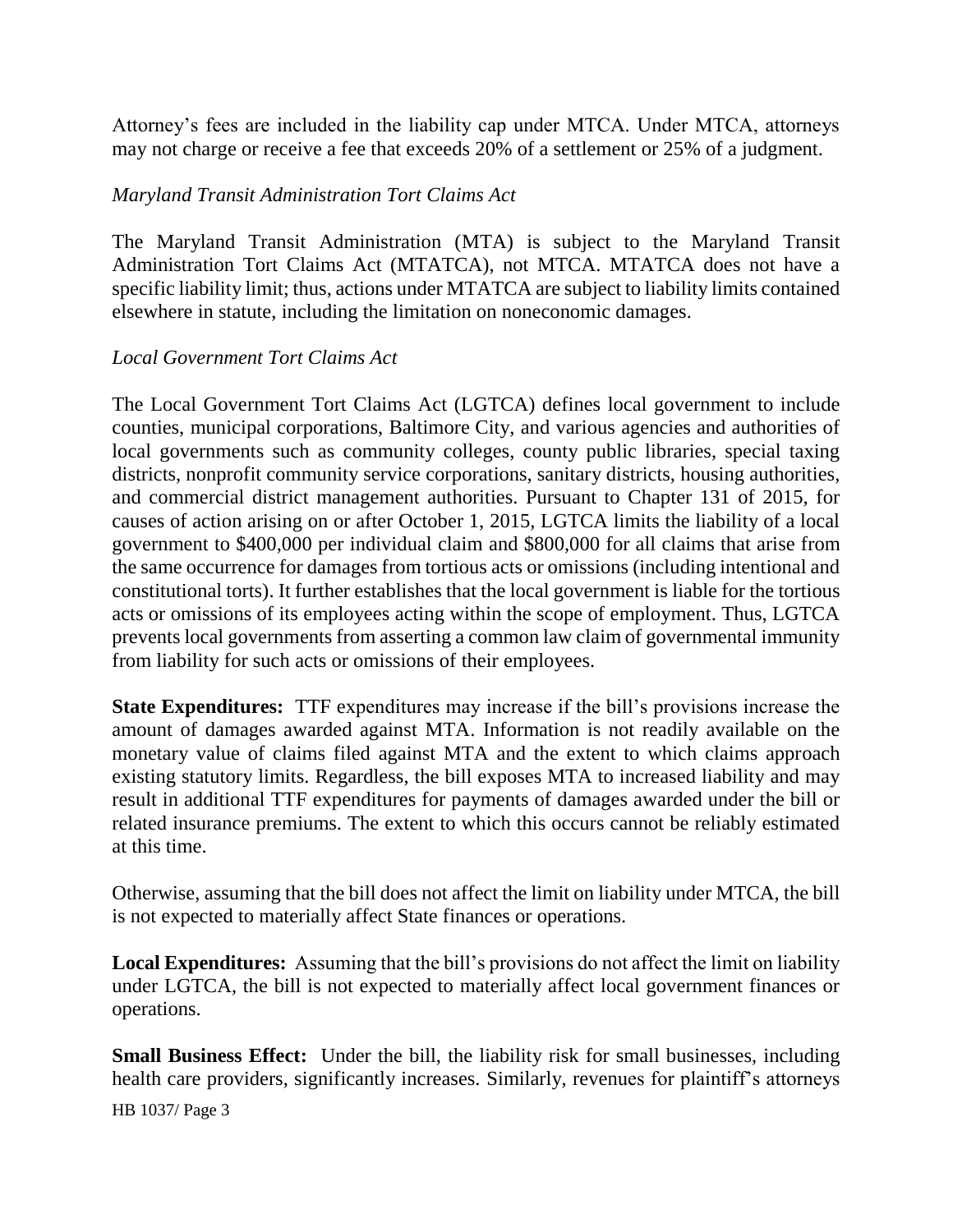Attorney's fees are included in the liability cap under MTCA. Under MTCA, attorneys may not charge or receive a fee that exceeds 20% of a settlement or 25% of a judgment.

*Maryland Transit Administration Tort Claims Act*

The Maryland Transit Administration (MTA) is subject to the Maryland Transit Administration Tort Claims Act (MTATCA), not MTCA. MTATCA does not have a specific liability limit; thus, actions under MTATCA are subject to liability limits contained elsewhere in statute, including the limitation on noneconomic damages.

*Local Government Tort Claims Act*

The Local Government Tort Claims Act (LGTCA) defines local government to include counties, municipal corporations, Baltimore City, and various agencies and authorities of local governments such as community colleges, county public libraries, special taxing districts, nonprofit community service corporations, sanitary districts, housing authorities, and commercial district management authorities. Pursuant to Chapter 131 of 2015, for causes of action arising on or after October 1, 2015, LGTCA limits the liability of a local government to $400,000 per individual claim and $800,000 for all claims that arise from the same occurrence for damages from tortious acts or omissions (including intentional and constitutional torts). It further establishes that the local government is liable for the tortious acts or omissions of its employees acting within the scope of employment. Thus, LGTCA prevents local governments from asserting a common law claim of governmental immunity from liability for such acts or omissions of their employees.

**State Expenditures:** TTF expenditures may increase if the bill's provisions increase the amount of damages awarded against MTA. Information is not readily available on the monetary value of claims filed against MTA and the extent to which claims approach existing statutory limits. Regardless, the bill exposes MTA to increased liability and may result in additional TTF expenditures for payments of damages awarded under the bill or related insurance premiums. The extent to which this occurs cannot be reliably estimated at this time.

Otherwise, assuming that the bill does not affect the limit on liability under MTCA, the bill is not expected to materially affect State finances or operations.

**Local Expenditures:** Assuming that the bill's provisions do not affect the limit on liability under LGTCA, the bill is not expected to materially affect local government finances or operations.

**Small Business Effect:** Under the bill, the liability risk for small businesses, including health care providers, significantly increases. Similarly, revenues for plaintiff's attorneys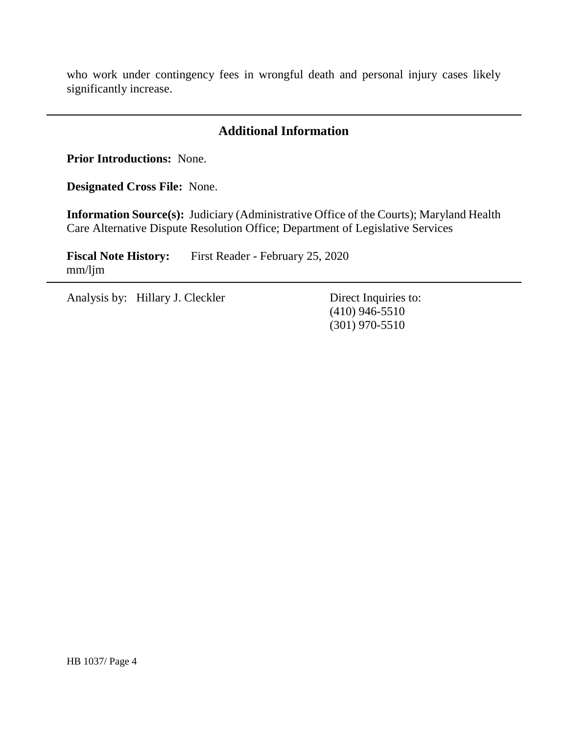who work under contingency fees in wrongful death and personal injury cases likely significantly increase.

## Additional Information

**Prior Introductions:** None.

**Designated Cross File:** None.

**Information Source(s):** Judiciary (Administrative Office of the Courts); Maryland Health Care Alternative Dispute Resolution Office; Department of Legislative Services

**Fiscal Note History:** First Reader - February 25, 2020
mm/ljm

Analysis by: Hillary J. Cleckler

Direct Inquiries to:
(410) 946-5510
(301) 970-5510